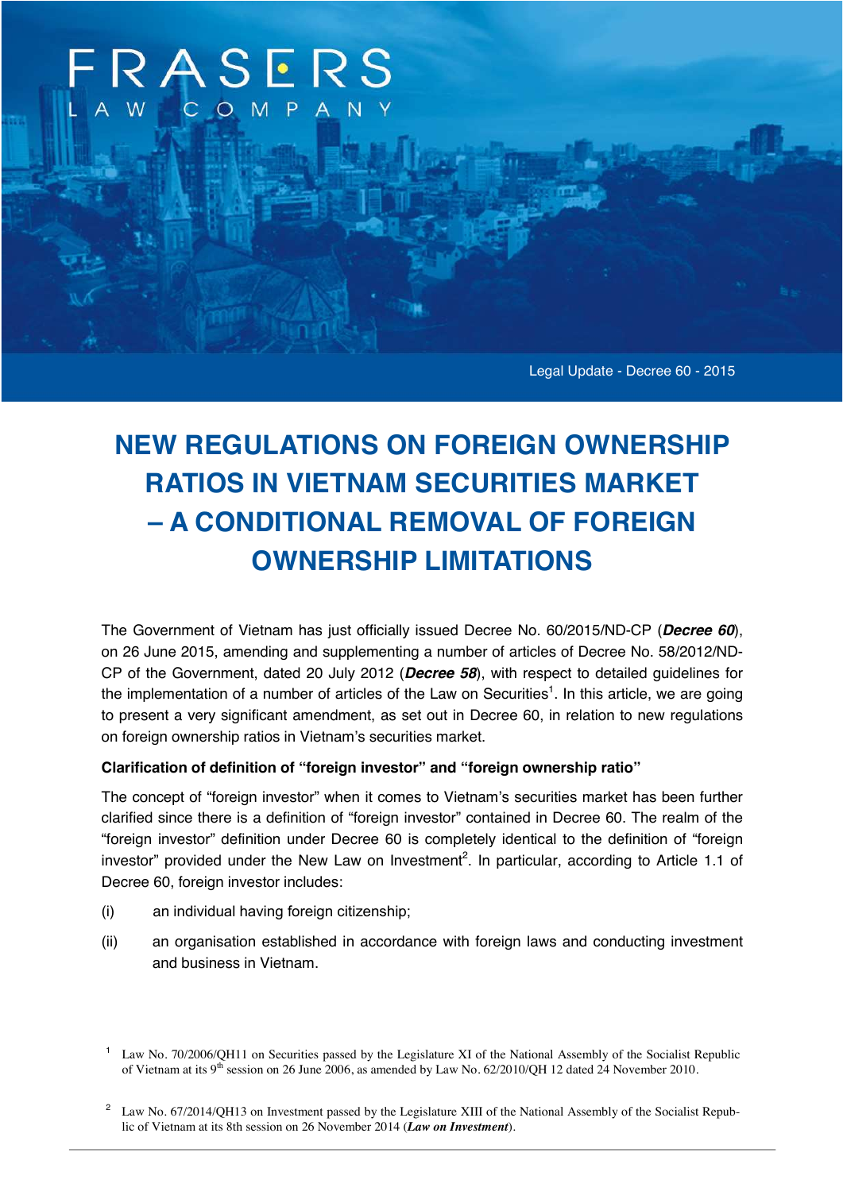FRASERS

LAW COMPANY

Legal Update - Decree 60 - 2015

# NEW REGULATIONS ON FOREIGN OWNERSHIP RATIOS IN VIETNAM SECURITIES MARKET – A CONDITIONAL REMOVAL OF FOREIGN OWNERSHIP LIMITATIONS

The Government of Vietnam has just officially issued Decree No. 60/2015/ND-CP (***Decree 60***), on 26 June 2015, amending and supplementing a number of articles of Decree No. 58/2012/ND-CP of the Government, dated 20 July 2012 (***Decree 58***), with respect to detailed guidelines for the implementation of a number of articles of the Law on Securities[1]. In this article, we are going to present a very significant amendment, as set out in Decree 60, in relation to new regulations on foreign ownership ratios in Vietnam's securities market.

**Clarification of definition of "foreign investor" and "foreign ownership ratio"**

The concept of "foreign investor" when it comes to Vietnam's securities market has been further clarified since there is a definition of "foreign investor" contained in Decree 60. The realm of the "foreign investor" definition under Decree 60 is completely identical to the definition of "foreign investor" provided under the New Law on Investment[2]. In particular, according to Article 1.1 of Decree 60, foreign investor includes:

(i) an individual having foreign citizenship;

(ii) an organisation established in accordance with foreign laws and conducting investment and business in Vietnam.

---

[1] Law No. 70/2006/QH11 on Securities passed by the Legislature XI of the National Assembly of the Socialist Republic of Vietnam at its 9th session on 26 June 2006, as amended by Law No. 62/2010/QH 12 dated 24 November 2010.

[2] Law No. 67/2014/QH13 on Investment passed by the Legislature XIII of the National Assembly of the Socialist Republic of Vietnam at its 8th session on 26 November 2014 (***Law on Investment***).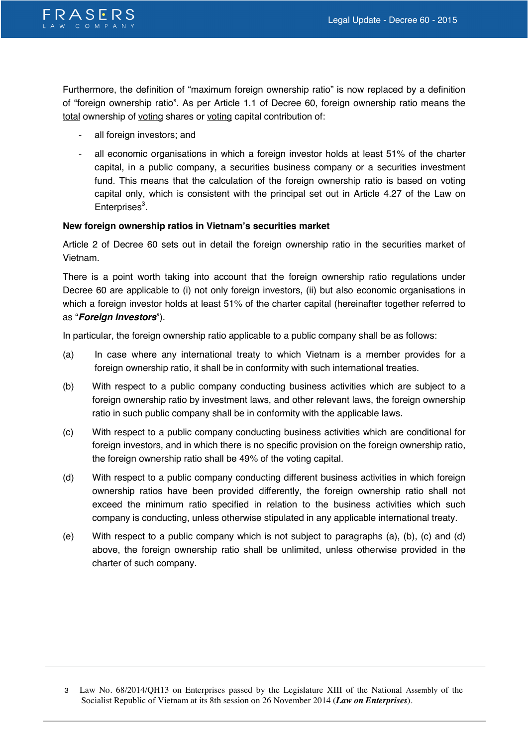Furthermore, the definition of "maximum foreign ownership ratio" is now replaced by a definition of "foreign ownership ratio". As per Article 1.1 of Decree 60, foreign ownership ratio means the <u>total</u> ownership of <u>voting</u> shares or <u>voting</u> capital contribution of:

- all foreign investors; and
- all economic organisations in which a foreign investor holds at least 51% of the charter capital, in a public company, a securities business company or a securities investment fund. This means that the calculation of the foreign ownership ratio is based on voting capital only, which is consistent with the principal set out in Article 4.27 of the Law on Enterprises[3].

**New foreign ownership ratios in Vietnam's securities market**

Article 2 of Decree 60 sets out in detail the foreign ownership ratio in the securities market of Vietnam.

There is a point worth taking into account that the foreign ownership ratio regulations under Decree 60 are applicable to (i) not only foreign investors, (ii) but also economic organisations in which a foreign investor holds at least 51% of the charter capital (hereinafter together referred to as "***Foreign Investors***").

In particular, the foreign ownership ratio applicable to a public company shall be as follows:

(a) In case where any international treaty to which Vietnam is a member provides for a foreign ownership ratio, it shall be in conformity with such international treaties.

(b) With respect to a public company conducting business activities which are subject to a foreign ownership ratio by investment laws, and other relevant laws, the foreign ownership ratio in such public company shall be in conformity with the applicable laws.

(c) With respect to a public company conducting business activities which are conditional for foreign investors, and in which there is no specific provision on the foreign ownership ratio, the foreign ownership ratio shall be 49% of the voting capital.

(d) With respect to a public company conducting different business activities in which foreign ownership ratios have been provided differently, the foreign ownership ratio shall not exceed the minimum ratio specified in relation to the business activities which such company is conducting, unless otherwise stipulated in any applicable international treaty.

(e) With respect to a public company which is not subject to paragraphs (a), (b), (c) and (d) above, the foreign ownership ratio shall be unlimited, unless otherwise provided in the charter of such company.

---

[3] Law No. 68/2014/QH13 on Enterprises passed by the Legislature XIII of the National Assembly of the Socialist Republic of Vietnam at its 8th session on 26 November 2014 (***Law on Enterprises***).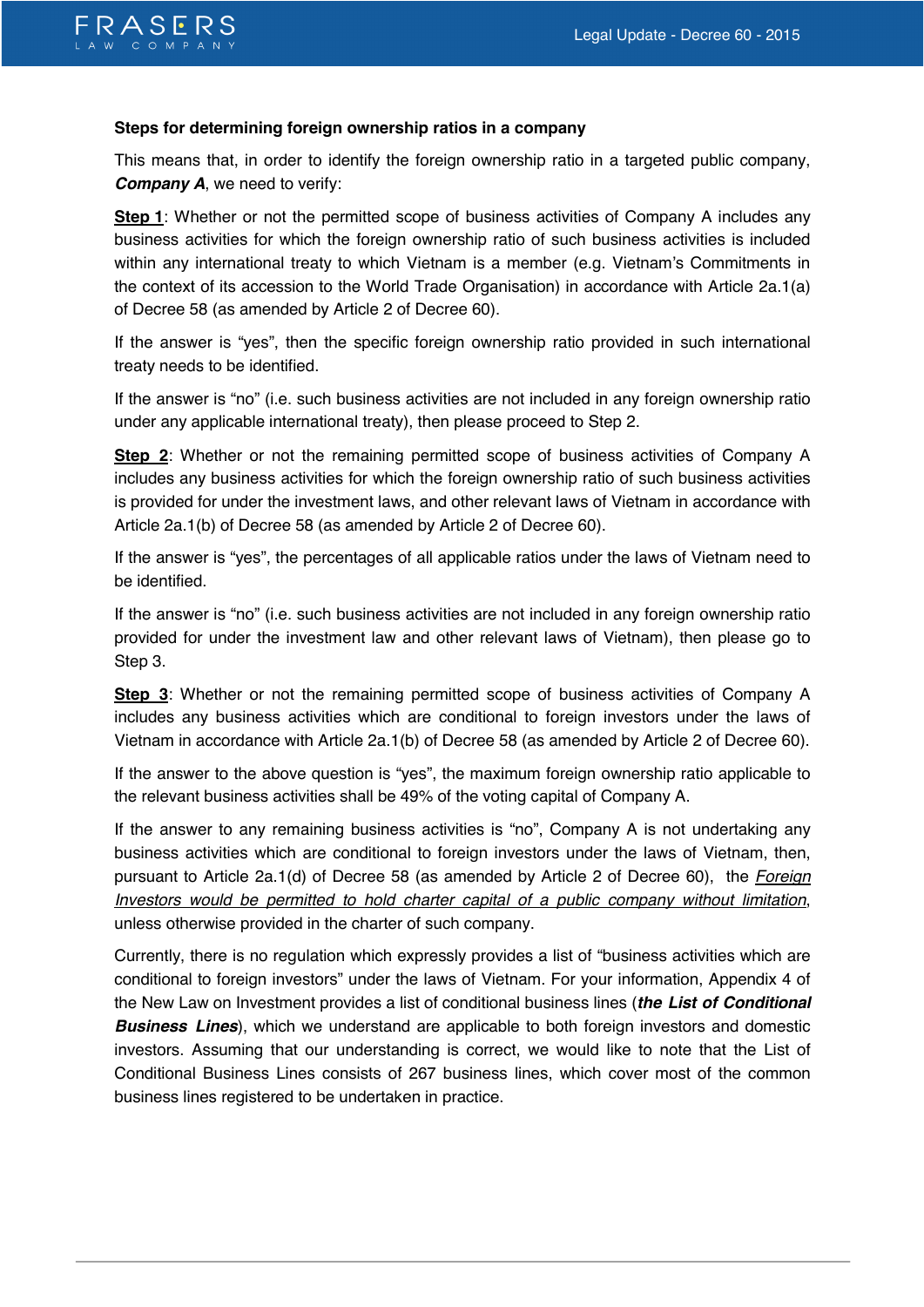**Steps for determining foreign ownership ratios in a company**

This means that, in order to identify the foreign ownership ratio in a targeted public company, ***Company A***, we need to verify:

**Step 1**: Whether or not the permitted scope of business activities of Company A includes any business activities for which the foreign ownership ratio of such business activities is included within any international treaty to which Vietnam is a member (e.g. Vietnam's Commitments in the context of its accession to the World Trade Organisation) in accordance with Article 2a.1(a) of Decree 58 (as amended by Article 2 of Decree 60).

If the answer is "yes", then the specific foreign ownership ratio provided in such international treaty needs to be identified.

If the answer is "no" (i.e. such business activities are not included in any foreign ownership ratio under any applicable international treaty), then please proceed to Step 2.

**Step 2**: Whether or not the remaining permitted scope of business activities of Company A includes any business activities for which the foreign ownership ratio of such business activities is provided for under the investment laws, and other relevant laws of Vietnam in accordance with Article 2a.1(b) of Decree 58 (as amended by Article 2 of Decree 60).

If the answer is "yes", the percentages of all applicable ratios under the laws of Vietnam need to be identified.

If the answer is "no" (i.e. such business activities are not included in any foreign ownership ratio provided for under the investment law and other relevant laws of Vietnam), then please go to Step 3.

**Step 3**: Whether or not the remaining permitted scope of business activities of Company A includes any business activities which are conditional to foreign investors under the laws of Vietnam in accordance with Article 2a.1(b) of Decree 58 (as amended by Article 2 of Decree 60).

If the answer to the above question is "yes", the maximum foreign ownership ratio applicable to the relevant business activities shall be 49% of the voting capital of Company A.

If the answer to any remaining business activities is "no", Company A is not undertaking any business activities which are conditional to foreign investors under the laws of Vietnam, then, pursuant to Article 2a.1(d) of Decree 58 (as amended by Article 2 of Decree 60), the *Foreign Investors would be permitted to hold charter capital of a public company without limitation*, unless otherwise provided in the charter of such company.

Currently, there is no regulation which expressly provides a list of "business activities which are conditional to foreign investors" under the laws of Vietnam. For your information, Appendix 4 of the New Law on Investment provides a list of conditional business lines (***the List of Conditional Business Lines***), which we understand are applicable to both foreign investors and domestic investors. Assuming that our understanding is correct, we would like to note that the List of Conditional Business Lines consists of 267 business lines, which cover most of the common business lines registered to be undertaken in practice.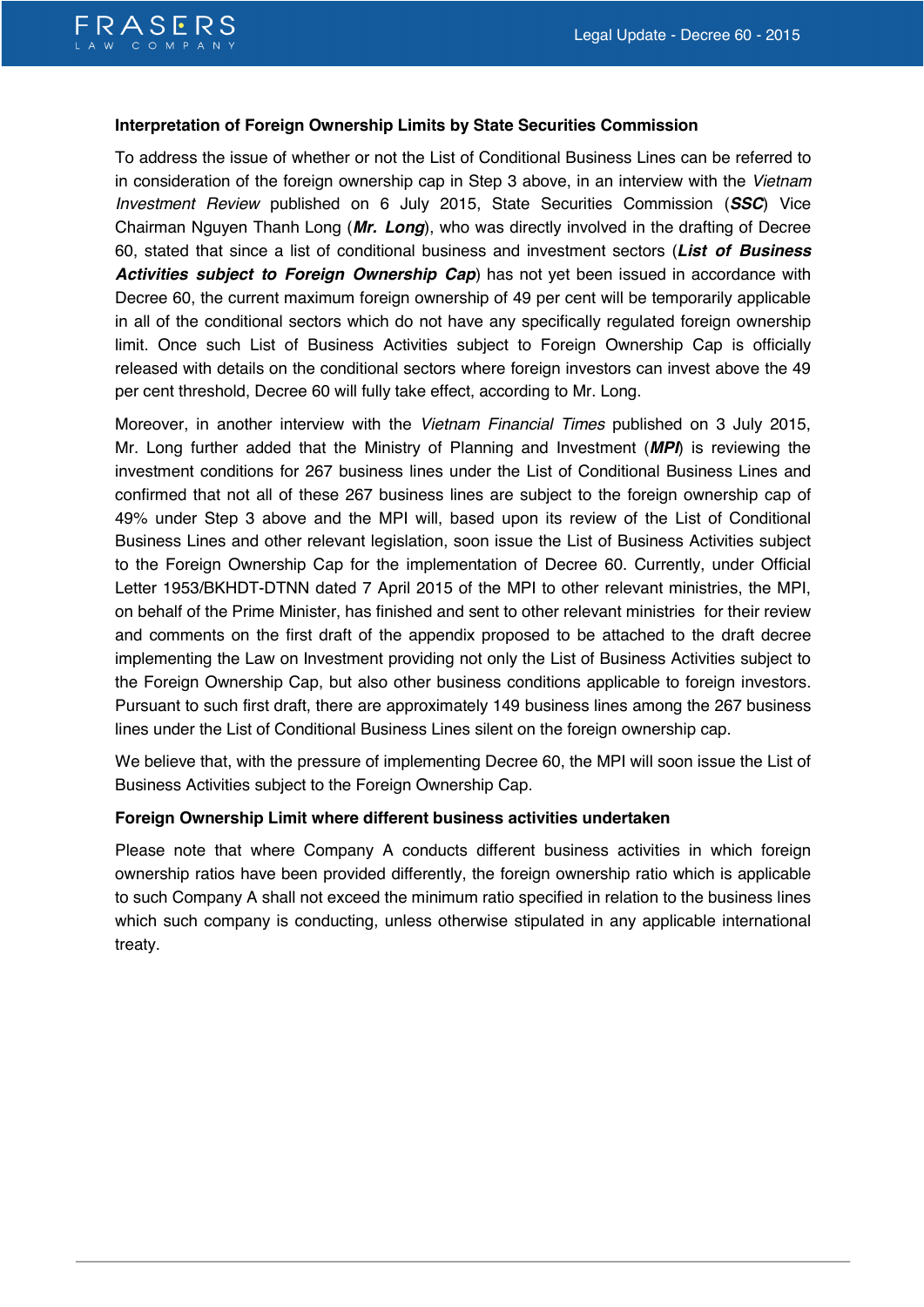**Interpretation of Foreign Ownership Limits by State Securities Commission**

To address the issue of whether or not the List of Conditional Business Lines can be referred to in consideration of the foreign ownership cap in Step 3 above, in an interview with the *Vietnam Investment Review* published on 6 July 2015, State Securities Commission (***SSC***) Vice Chairman Nguyen Thanh Long (***Mr. Long***), who was directly involved in the drafting of Decree 60, stated that since a list of conditional business and investment sectors (***List of Business Activities subject to Foreign Ownership Cap***) has not yet been issued in accordance with Decree 60, the current maximum foreign ownership of 49 per cent will be temporarily applicable in all of the conditional sectors which do not have any specifically regulated foreign ownership limit. Once such List of Business Activities subject to Foreign Ownership Cap is officially released with details on the conditional sectors where foreign investors can invest above the 49 per cent threshold, Decree 60 will fully take effect, according to Mr. Long.

Moreover, in another interview with the *Vietnam Financial Times* published on 3 July 2015, Mr. Long further added that the Ministry of Planning and Investment (***MPI***) is reviewing the investment conditions for 267 business lines under the List of Conditional Business Lines and confirmed that not all of these 267 business lines are subject to the foreign ownership cap of 49% under Step 3 above and the MPI will, based upon its review of the List of Conditional Business Lines and other relevant legislation, soon issue the List of Business Activities subject to the Foreign Ownership Cap for the implementation of Decree 60. Currently, under Official Letter 1953/BKHDT-DTNN dated 7 April 2015 of the MPI to other relevant ministries, the MPI, on behalf of the Prime Minister, has finished and sent to other relevant ministries for their review and comments on the first draft of the appendix proposed to be attached to the draft decree implementing the Law on Investment providing not only the List of Business Activities subject to the Foreign Ownership Cap, but also other business conditions applicable to foreign investors. Pursuant to such first draft, there are approximately 149 business lines among the 267 business lines under the List of Conditional Business Lines silent on the foreign ownership cap.

We believe that, with the pressure of implementing Decree 60, the MPI will soon issue the List of Business Activities subject to the Foreign Ownership Cap.

**Foreign Ownership Limit where different business activities undertaken**

Please note that where Company A conducts different business activities in which foreign ownership ratios have been provided differently, the foreign ownership ratio which is applicable to such Company A shall not exceed the minimum ratio specified in relation to the business lines which such company is conducting, unless otherwise stipulated in any applicable international treaty.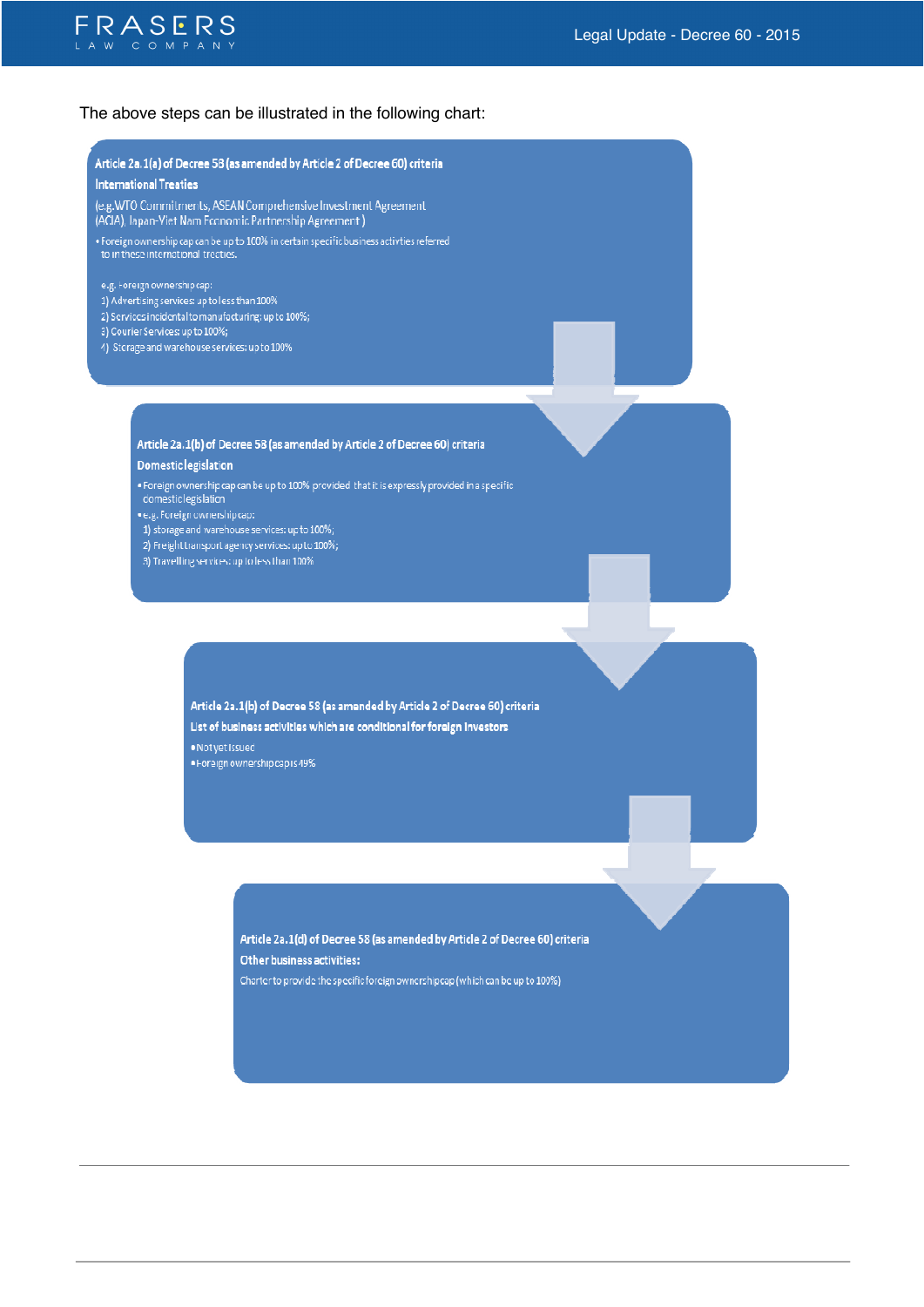The above steps can be illustrated in the following chart:

**Article 2a.1(a) of Decree 58 (as amended by Article 2 of Decree 60) criteria**

**International Treaties**

(e.g. WTO Commitments, ASEAN Comprehensive Investment Agreement (ACIA), Japan-Viet Nam Economic Partnership Agreement)

- Foreign ownership cap can be up to 100% in certain specific business activities referred to in these international treaties.

e.g. Foreign ownership cap:

1) Advertising services: up to less than 100%
2) Services incidental to manufacturing: up to 100%;
3) Courier Services: up to 100%;
4) Storage and warehouse services: up to 100%

↓

**Article 2a.1(b) of Decree 58 (as amended by Article 2 of Decree 60) criteria**

**Domestic legislation**

- Foreign ownership cap can be up to 100% provided that it is expressly provided in a specific domestic legislation
- e.g. Foreign ownership cap:
  1) storage and warehouse services: up to 100%;
  2) Freight transport agency services: up to 100%;
  3) Travelling services: up to less than 100%

↓

**Article 2a.1(b) of Decree 58 (as amended by Article 2 of Decree 60) criteria**

**List of business activities which are conditional for foreign investors**

- Not yet issued
- Foreign ownership cap is 49%

↓

**Article 2a.1(d) of Decree 58 (as amended by Article 2 of Decree 60) criteria**

**Other business activities:**

Charter to provide the specific foreign ownership cap (which can be up to 100%)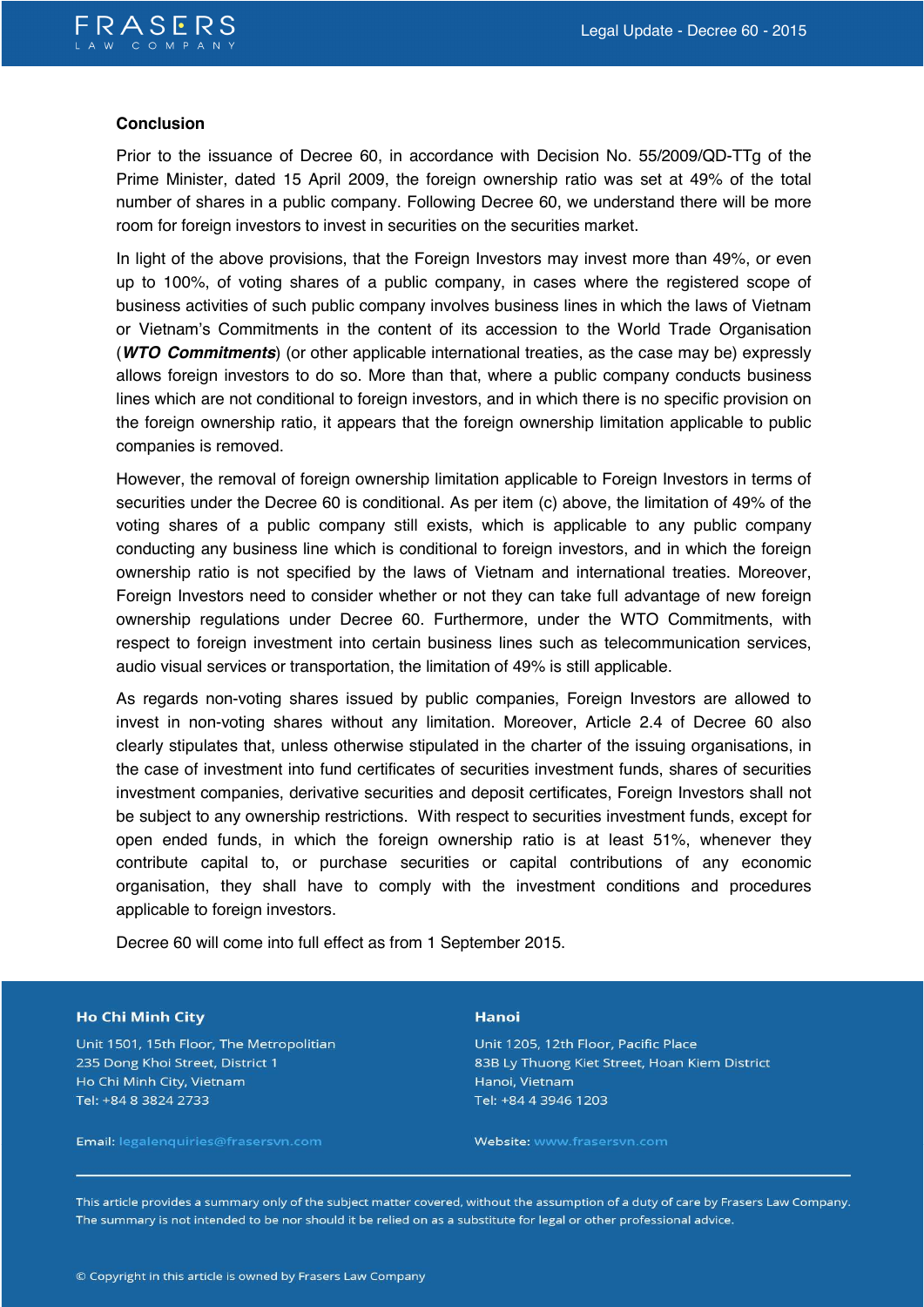**Conclusion**

Prior to the issuance of Decree 60, in accordance with Decision No. 55/2009/QD-TTg of the Prime Minister, dated 15 April 2009, the foreign ownership ratio was set at 49% of the total number of shares in a public company. Following Decree 60, we understand there will be more room for foreign investors to invest in securities on the securities market.

In light of the above provisions, that the Foreign Investors may invest more than 49%, or even up to 100%, of voting shares of a public company, in cases where the registered scope of business activities of such public company involves business lines in which the laws of Vietnam or Vietnam's Commitments in the content of its accession to the World Trade Organisation (***WTO Commitments***) (or other applicable international treaties, as the case may be) expressly allows foreign investors to do so. More than that, where a public company conducts business lines which are not conditional to foreign investors, and in which there is no specific provision on the foreign ownership ratio, it appears that the foreign ownership limitation applicable to public companies is removed.

However, the removal of foreign ownership limitation applicable to Foreign Investors in terms of securities under the Decree 60 is conditional. As per item (c) above, the limitation of 49% of the voting shares of a public company still exists, which is applicable to any public company conducting any business line which is conditional to foreign investors, and in which the foreign ownership ratio is not specified by the laws of Vietnam and international treaties. Moreover, Foreign Investors need to consider whether or not they can take full advantage of new foreign ownership regulations under Decree 60. Furthermore, under the WTO Commitments, with respect to foreign investment into certain business lines such as telecommunication services, audio visual services or transportation, the limitation of 49% is still applicable.

As regards non-voting shares issued by public companies, Foreign Investors are allowed to invest in non-voting shares without any limitation. Moreover, Article 2.4 of Decree 60 also clearly stipulates that, unless otherwise stipulated in the charter of the issuing organisations, in the case of investment into fund certificates of securities investment funds, shares of securities investment companies, derivative securities and deposit certificates, Foreign Investors shall not be subject to any ownership restrictions. With respect to securities investment funds, except for open ended funds, in which the foreign ownership ratio is at least 51%, whenever they contribute capital to, or purchase securities or capital contributions of any economic organisation, they shall have to comply with the investment conditions and procedures applicable to foreign investors.

Decree 60 will come into full effect as from 1 September 2015.

**Ho Chi Minh City**

Unit 1501, 15th Floor, The Metropolitian
235 Dong Khoi Street, District 1
Ho Chi Minh City, Vietnam
Tel: +84 8 3824 2733

Email: legalenquiries@frasersvn.com

**Hanoi**

Unit 1205, 12th Floor, Pacific Place
83B Ly Thuong Kiet Street, Hoan Kiem District
Hanoi, Vietnam
Tel: +84 4 3946 1203

Website: www.frasersvn.com

This article provides a summary only of the subject matter covered, without the assumption of a duty of care by Frasers Law Company. The summary is not intended to be nor should it be relied on as a substitute for legal or other professional advice.

© Copyright in this article is owned by Frasers Law Company